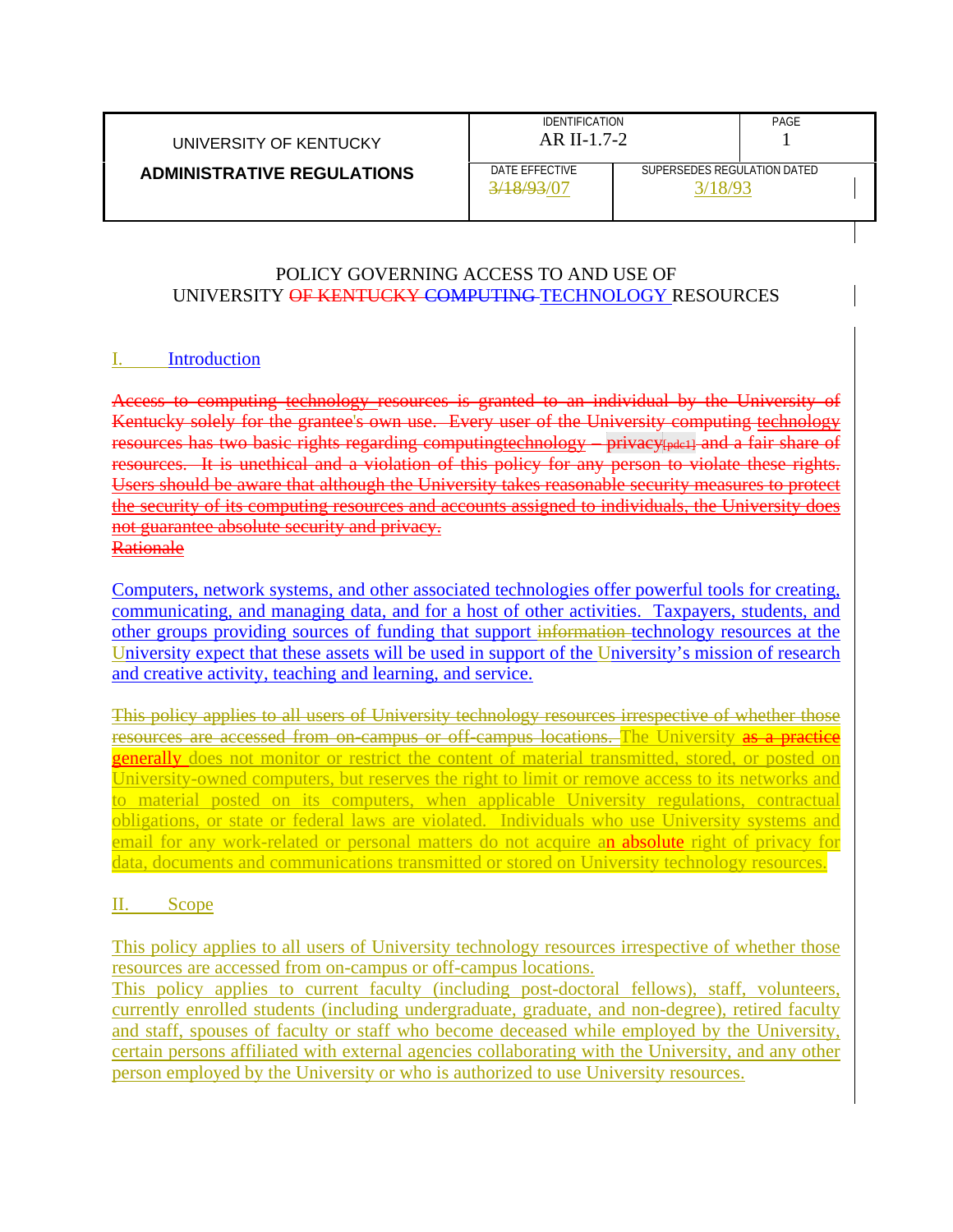| UNIVERSITY OF KENTUCKY | IDENTIFICATION AR II-1.7-2 | | PAGE 1 |
|---|---|---|---|
| **ADMINISTRATIVE REGULATIONS** | DATE EFFECTIVE ~~3/18/93~~/07 | SUPERSEDES REGULATION DATED 3/18/93 | |

POLICY GOVERNING ACCESS TO AND USE OF
UNIVERSITY ~~OF KENTUCKY COMPUTING~~ TECHNOLOGY RESOURCES

## I. Introduction

~~Access to computing technology resources is granted to an individual by the University of Kentucky solely for the grantee's own use. Every user of the University computing technology resources has two basic rights regarding computingtechnology – privacy[pdc1] and a fair share of resources. It is unethical and a violation of this policy for any person to violate these rights. Users should be aware that although the University takes reasonable security measures to protect the security of its computing resources and accounts assigned to individuals, the University does not guarantee absolute security and privacy.~~
~~Rationale~~

Computers, network systems, and other associated technologies offer powerful tools for creating, communicating, and managing data, and for a host of other activities. Taxpayers, students, and other groups providing sources of funding that support ~~information~~ technology resources at the University expect that these assets will be used in support of the University's mission of research and creative activity, teaching and learning, and service.

~~This policy applies to all users of University technology resources irrespective of whether those resources are accessed from on-campus or off-campus locations.~~ The University ~~as a practice~~ generally does not monitor or restrict the content of material transmitted, stored, or posted on University-owned computers, but reserves the right to limit or remove access to its networks and to material posted on its computers, when applicable University regulations, contractual obligations, or state or federal laws are violated. Individuals who use University systems and email for any work-related or personal matters do not acquire an absolute right of privacy for data, documents and communications transmitted or stored on University technology resources.

## II. Scope

This policy applies to all users of University technology resources irrespective of whether those resources are accessed from on-campus or off-campus locations.
This policy applies to current faculty (including post-doctoral fellows), staff, volunteers, currently enrolled students (including undergraduate, graduate, and non-degree), retired faculty and staff, spouses of faculty or staff who become deceased while employed by the University, certain persons affiliated with external agencies collaborating with the University, and any other person employed by the University or who is authorized to use University resources.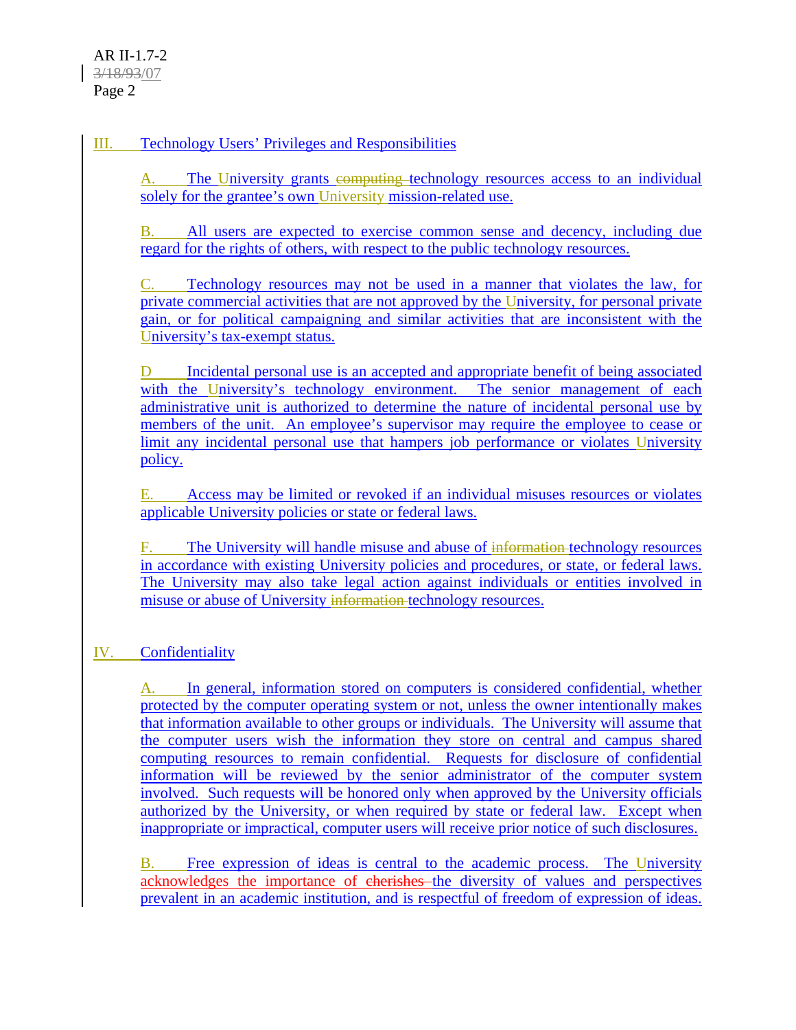## III. Technology Users' Privileges and Responsibilities

A. The University grants ~~computing~~ technology resources access to an individual solely for the grantee's own University mission-related use.

B. All users are expected to exercise common sense and decency, including due regard for the rights of others, with respect to the public technology resources.

C. Technology resources may not be used in a manner that violates the law, for private commercial activities that are not approved by the University, for personal private gain, or for political campaigning and similar activities that are inconsistent with the University's tax-exempt status.

D Incidental personal use is an accepted and appropriate benefit of being associated with the University's technology environment. The senior management of each administrative unit is authorized to determine the nature of incidental personal use by members of the unit. An employee's supervisor may require the employee to cease or limit any incidental personal use that hampers job performance or violates University policy.

E. Access may be limited or revoked if an individual misuses resources or violates applicable University policies or state or federal laws.

F. The University will handle misuse and abuse of ~~information~~ technology resources in accordance with existing University policies and procedures, or state, or federal laws. The University may also take legal action against individuals or entities involved in misuse or abuse of University ~~information~~ technology resources.

## IV. Confidentiality

A. In general, information stored on computers is considered confidential, whether protected by the computer operating system or not, unless the owner intentionally makes that information available to other groups or individuals. The University will assume that the computer users wish the information they store on central and campus shared computing resources to remain confidential. Requests for disclosure of confidential information will be reviewed by the senior administrator of the computer system involved. Such requests will be honored only when approved by the University officials authorized by the University, or when required by state or federal law. Except when inappropriate or impractical, computer users will receive prior notice of such disclosures.

B. Free expression of ideas is central to the academic process. The University acknowledges the importance of ~~cherishes~~ the diversity of values and perspectives prevalent in an academic institution, and is respectful of freedom of expression of ideas.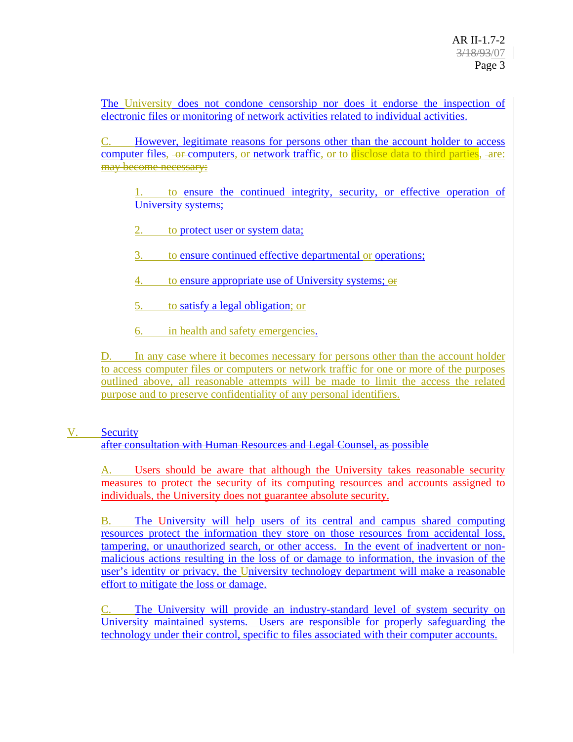The University does not condone censorship nor does it endorse the inspection of electronic files or monitoring of network activities related to individual activities.

C. However, legitimate reasons for persons other than the account holder to access computer files, ~~or~~ computers, or network traffic, or to disclose data to third parties, ~~are: may become necessary:~~

1. to ensure the continued integrity, security, or effective operation of University systems;

2. to protect user or system data;

3. to ensure continued effective departmental or operations;

4. to ensure appropriate use of University systems; ~~or~~

5. to satisfy a legal obligation; or

6. in health and safety emergencies.

D. In any case where it becomes necessary for persons other than the account holder to access computer files or computers or network traffic for one or more of the purposes outlined above, all reasonable attempts will be made to limit the access the related purpose and to preserve confidentiality of any personal identifiers.

## V. Security

~~after consultation with Human Resources and Legal Counsel, as possible~~

A. Users should be aware that although the University takes reasonable security measures to protect the security of its computing resources and accounts assigned to individuals, the University does not guarantee absolute security.

B. The University will help users of its central and campus shared computing resources protect the information they store on those resources from accidental loss, tampering, or unauthorized search, or other access. In the event of inadvertent or non-malicious actions resulting in the loss of or damage to information, the invasion of the user's identity or privacy, the University technology department will make a reasonable effort to mitigate the loss or damage.

C. The University will provide an industry-standard level of system security on University maintained systems. Users are responsible for properly safeguarding the technology under their control, specific to files associated with their computer accounts.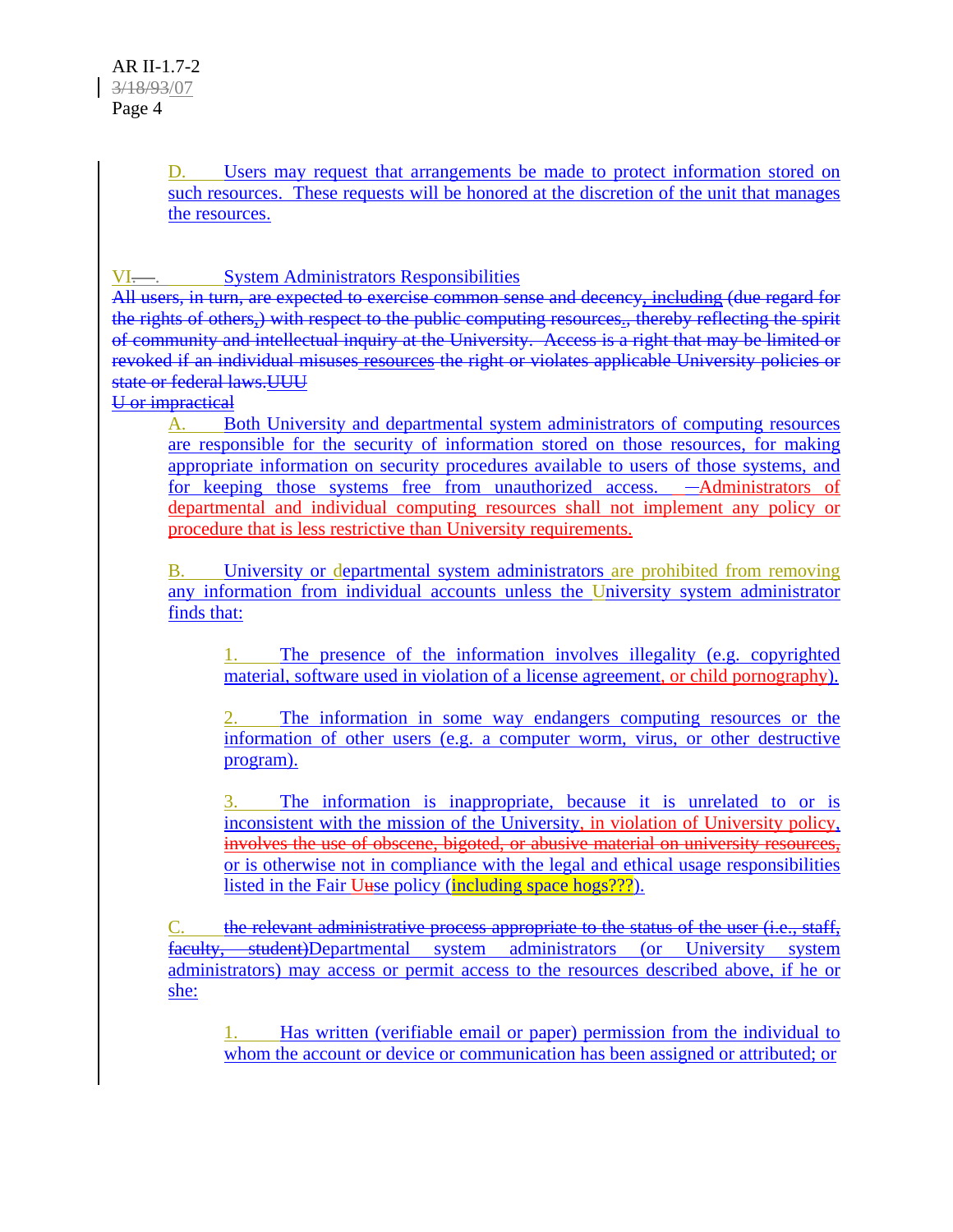D. Users may request that arrangements be made to protect information stored on such resources. These requests will be honored at the discretion of the unit that manages the resources.

## VI. System Administrators Responsibilities

~~All users, in turn, are expected to exercise common sense and decency, including (due regard for the rights of others,) with respect to the public computing resources., thereby reflecting the spirit of community and intellectual inquiry at the University. Access is a right that may be limited or revoked if an individual misuses resources the right or violates applicable University policies or state or federal laws.UUU~~
~~U or impractical~~

A. Both University and departmental system administrators of computing resources are responsible for the security of information stored on those resources, for making appropriate information on security procedures available to users of those systems, and for keeping those systems free from unauthorized access. Administrators of departmental and individual computing resources shall not implement any policy or procedure that is less restrictive than University requirements.

B. University or departmental system administrators are prohibited from removing any information from individual accounts unless the University system administrator finds that:

1. The presence of the information involves illegality (e.g. copyrighted material, software used in violation of a license agreement, or child pornography).

2. The information in some way endangers computing resources or the information of other users (e.g. a computer worm, virus, or other destructive program).

3. The information is inappropriate, because it is unrelated to or is inconsistent with the mission of the University, in violation of University policy, ~~involves the use of obscene, bigoted, or abusive material on university resources,~~ or is otherwise not in compliance with the legal and ethical usage responsibilities listed in the Fair Use policy (including space hogs???).

C. ~~the relevant administrative process appropriate to the status of the user (i.e., staff, faculty, student)~~Departmental system administrators (or University system administrators) may access or permit access to the resources described above, if he or she:

1. Has written (verifiable email or paper) permission from the individual to whom the account or device or communication has been assigned or attributed; or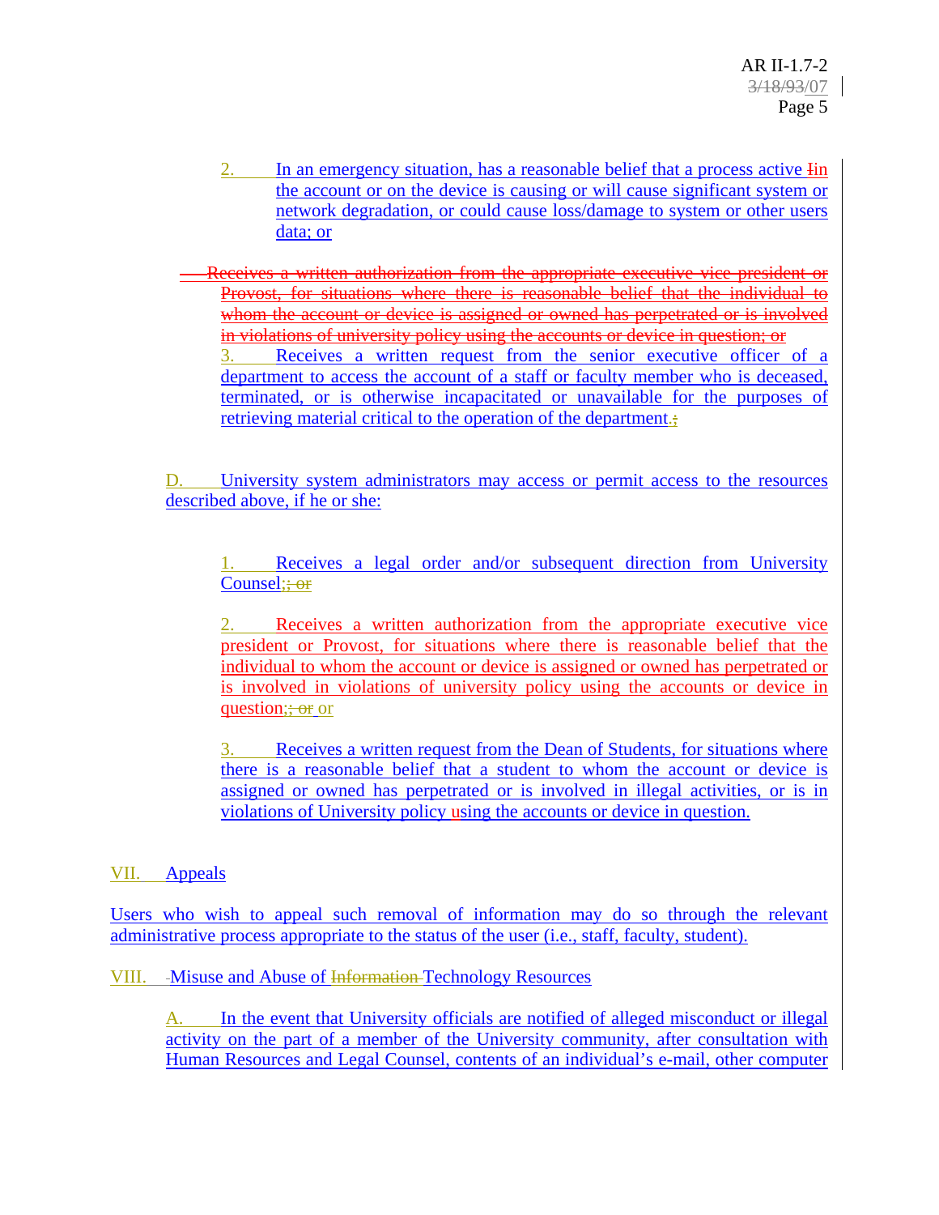2. In an emergency situation, has a reasonable belief that a process active Iin the account or on the device is causing or will cause significant system or network degradation, or could cause loss/damage to system or other users data; or

~~Receives a written authorization from the appropriate executive vice president or Provost, for situations where there is reasonable belief that the individual to whom the account or device is assigned or owned has perpetrated or is involved in violations of university policy using the accounts or device in question; or~~

3. Receives a written request from the senior executive officer of a department to access the account of a staff or faculty member who is deceased, terminated, or is otherwise incapacitated or unavailable for the purposes of retrieving material critical to the operation of the department.;

D. University system administrators may access or permit access to the resources described above, if he or she:

1. Receives a legal order and/or subsequent direction from University Counsel;~~; or~~

2. Receives a written authorization from the appropriate executive vice president or Provost, for situations where there is reasonable belief that the individual to whom the account or device is assigned or owned has perpetrated or is involved in violations of university policy using the accounts or device in question;~~; or~~ or

3. Receives a written request from the Dean of Students, for situations where there is a reasonable belief that a student to whom the account or device is assigned or owned has perpetrated or is involved in illegal activities, or is in violations of University policy using the accounts or device in question.

## VII. Appeals

Users who wish to appeal such removal of information may do so through the relevant administrative process appropriate to the status of the user (i.e., staff, faculty, student).

## VIII. Misuse and Abuse of ~~Information~~ Technology Resources

A. In the event that University officials are notified of alleged misconduct or illegal activity on the part of a member of the University community, after consultation with Human Resources and Legal Counsel, contents of an individual's e-mail, other computer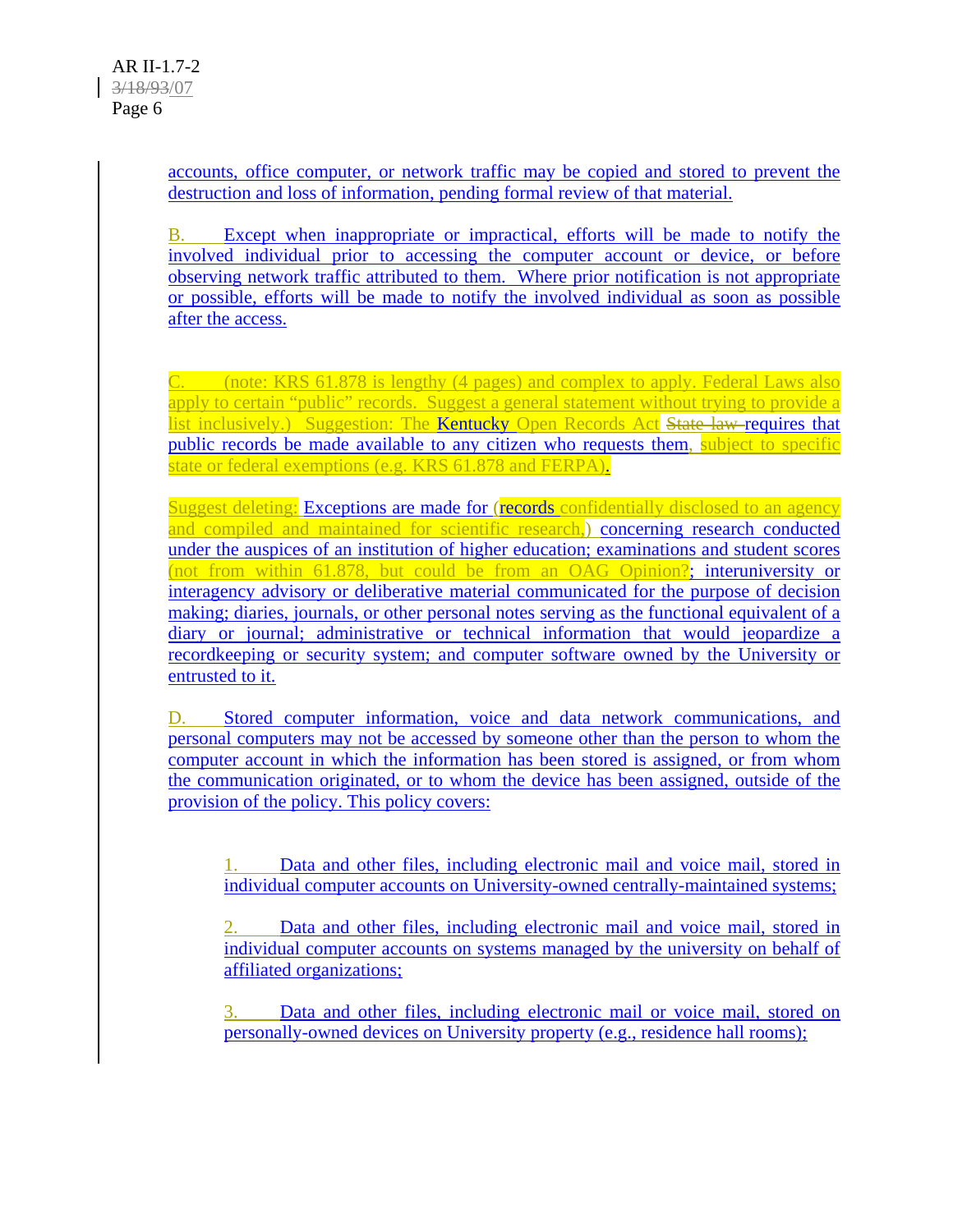accounts, office computer, or network traffic may be copied and stored to prevent the destruction and loss of information, pending formal review of that material.

B. Except when inappropriate or impractical, efforts will be made to notify the involved individual prior to accessing the computer account or device, or before observing network traffic attributed to them. Where prior notification is not appropriate or possible, efforts will be made to notify the involved individual as soon as possible after the access.

C. (note: KRS 61.878 is lengthy (4 pages) and complex to apply. Federal Laws also apply to certain "public" records. Suggest a general statement without trying to provide a list inclusively.) Suggestion: The Kentucky Open Records Act ~~State law~~ requires that public records be made available to any citizen who requests them, subject to specific state or federal exemptions (e.g. KRS 61.878 and FERPA).

Suggest deleting: Exceptions are made for (records confidentially disclosed to an agency and compiled and maintained for scientific research,) concerning research conducted under the auspices of an institution of higher education; examinations and student scores (not from within 61.878, but could be from an OAG Opinion?; interuniversity or interagency advisory or deliberative material communicated for the purpose of decision making; diaries, journals, or other personal notes serving as the functional equivalent of a diary or journal; administrative or technical information that would jeopardize a recordkeeping or security system; and computer software owned by the University or entrusted to it.

D. Stored computer information, voice and data network communications, and personal computers may not be accessed by someone other than the person to whom the computer account in which the information has been stored is assigned, or from whom the communication originated, or to whom the device has been assigned, outside of the provision of the policy. This policy covers:

1. Data and other files, including electronic mail and voice mail, stored in individual computer accounts on University-owned centrally-maintained systems;

2. Data and other files, including electronic mail and voice mail, stored in individual computer accounts on systems managed by the university on behalf of affiliated organizations;

3. Data and other files, including electronic mail or voice mail, stored on personally-owned devices on University property (e.g., residence hall rooms);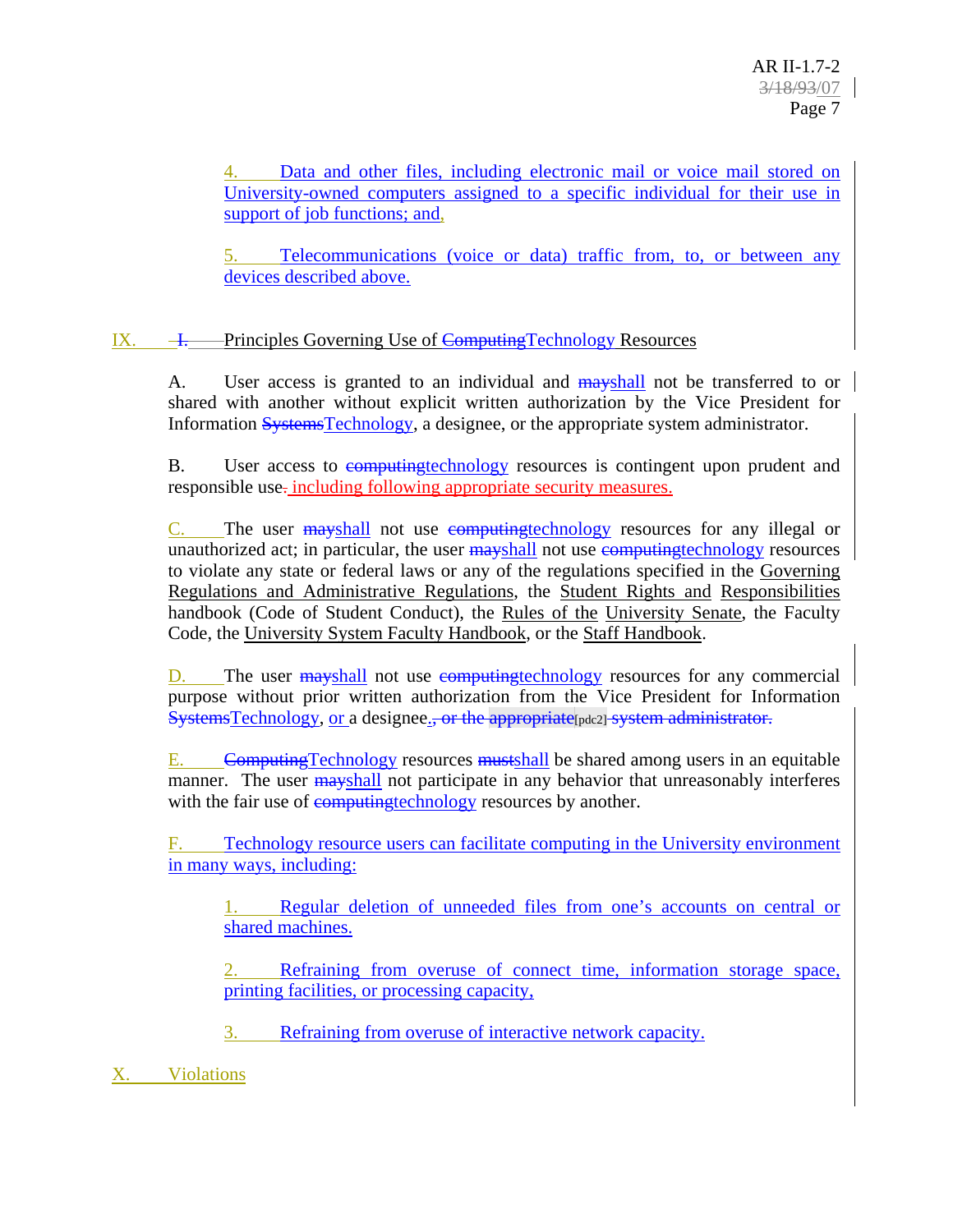4. Data and other files, including electronic mail or voice mail stored on University-owned computers assigned to a specific individual for their use in support of job functions; and,

5. Telecommunications (voice or data) traffic from, to, or between any devices described above.

## IX. I. Principles Governing Use of ComputingTechnology Resources

A. User access is granted to an individual and mayshall not be transferred to or shared with another without explicit written authorization by the Vice President for Information SystemsTechnology, a designee, or the appropriate system administrator.

B. User access to computingtechnology resources is contingent upon prudent and responsible use. including following appropriate security measures.

C. The user mayshall not use computingtechnology resources for any illegal or unauthorized act; in particular, the user mayshall not use computingtechnology resources to violate any state or federal laws or any of the regulations specified in the Governing Regulations and Administrative Regulations, the Student Rights and Responsibilities handbook (Code of Student Conduct), the Rules of the University Senate, the Faculty Code, the University System Faculty Handbook, or the Staff Handbook.

D. The user mayshall not use computingtechnology resources for any commercial purpose without prior written authorization from the Vice President for Information SystemsTechnology, or a designee., or the appropriate[pdc2] system administrator.

E. ComputingTechnology resources mustshall be shared among users in an equitable manner. The user mayshall not participate in any behavior that unreasonably interferes with the fair use of computingtechnology resources by another.

F. Technology resource users can facilitate computing in the University environment in many ways, including:

1. Regular deletion of unneeded files from one's accounts on central or shared machines.

2. Refraining from overuse of connect time, information storage space, printing facilities, or processing capacity,

3. Refraining from overuse of interactive network capacity.

## X. Violations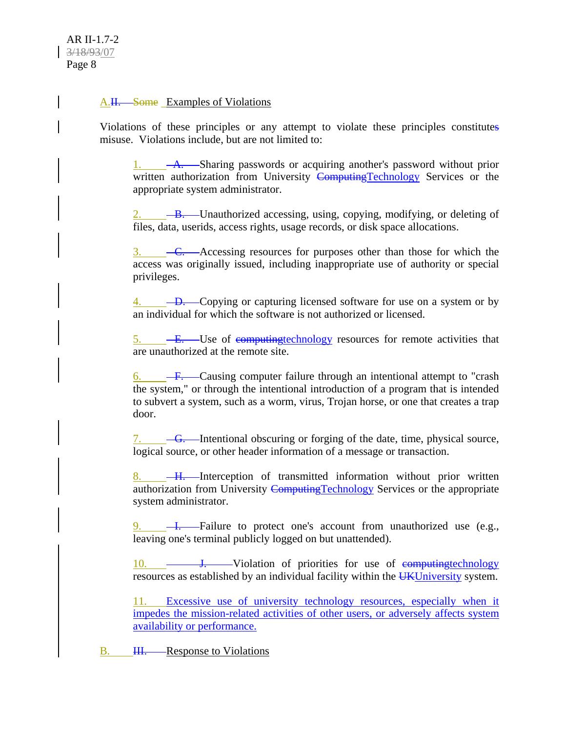## A. Examples of Violations

Violations of these principles or any attempt to violate these principles constitutes misuse. Violations include, but are not limited to:

1. Sharing passwords or acquiring another's password without prior written authorization from University Technology Services or the appropriate system administrator.

2. Unauthorized accessing, using, copying, modifying, or deleting of files, data, userids, access rights, usage records, or disk space allocations.

3. Accessing resources for purposes other than those for which the access was originally issued, including inappropriate use of authority or special privileges.

4. Copying or capturing licensed software for use on a system or by an individual for which the software is not authorized or licensed.

5. Use of technology resources for remote activities that are unauthorized at the remote site.

6. Causing computer failure through an intentional attempt to "crash the system," or through the intentional introduction of a program that is intended to subvert a system, such as a worm, virus, Trojan horse, or one that creates a trap door.

7. Intentional obscuring or forging of the date, time, physical source, logical source, or other header information of a message or transaction.

8. Interception of transmitted information without prior written authorization from University Technology Services or the appropriate system administrator.

9. Failure to protect one's account from unauthorized use (e.g., leaving one's terminal publicly logged on but unattended).

10. Violation of priorities for use of technology resources as established by an individual facility within the University system.

11. Excessive use of university technology resources, especially when it impedes the mission-related activities of other users, or adversely affects system availability or performance.

## B. Response to Violations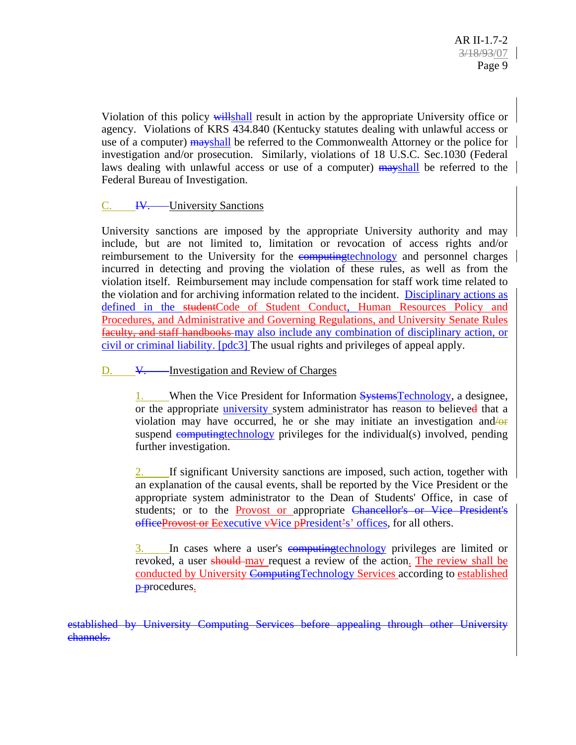Violation of this policy ~~will~~shall result in action by the appropriate University office or agency. Violations of KRS 434.840 (Kentucky statutes dealing with unlawful access or use of a computer) ~~may~~shall be referred to the Commonwealth Attorney or the police for investigation and/or prosecution. Similarly, violations of 18 U.S.C. Sec.1030 (Federal laws dealing with unlawful access or use of a computer) ~~may~~shall be referred to the Federal Bureau of Investigation.

### C. ~~IV.~~ University Sanctions

University sanctions are imposed by the appropriate University authority and may include, but are not limited to, limitation or revocation of access rights and/or reimbursement to the University for the ~~computing~~technology and personnel charges incurred in detecting and proving the violation of these rules, as well as from the violation itself. Reimbursement may include compensation for staff work time related to the violation and for archiving information related to the incident. Disciplinary actions as defined in the ~~student~~Code of Student Conduct, Human Resources Policy and Procedures, and Administrative and Governing Regulations, and University Senate Rules ~~faculty, and staff handbooks~~ may also include any combination of disciplinary action, or civil or criminal liability. [pdc3] The usual rights and privileges of appeal apply.

### D. ~~V.~~ Investigation and Review of Charges

1. When the Vice President for Information ~~Systems~~Technology, a designee, or the appropriate university system administrator has reason to believe~~d~~ that a violation may have occurred, he or she may initiate an investigation and~~/or~~ suspend ~~computing~~technology privileges for the individual(s) involved, pending further investigation.

2. If significant University sanctions are imposed, such action, together with an explanation of the causal events, shall be reported by the Vice President or the appropriate system administrator to the Dean of Students' Office, in case of students; or to the Provost or appropriate ~~Chancellor's or Vice President's office~~~~Provost or E~~executive ~~v~~Vice ~~p~~President~~'~~s' offices, for all others.

3. In cases where a user's ~~computing~~technology privileges are limited or revoked, a user ~~should~~ may request a review of the action. The review shall be conducted by University ~~Computing~~Technology Services according to established ~~p~~ procedures.

~~established by University Computing Services before appealing through other University channels.~~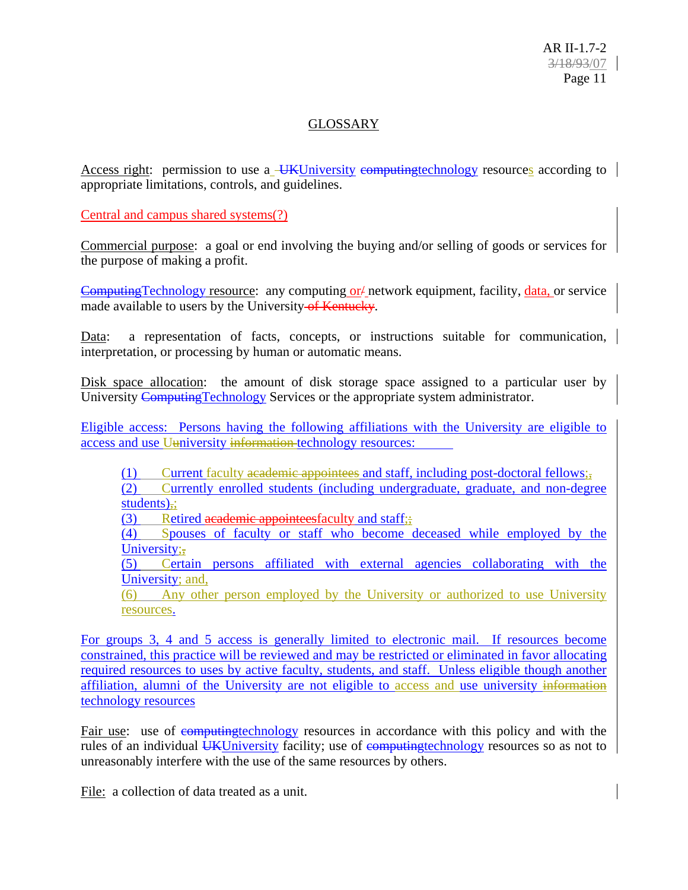# GLOSSARY

Access right: permission to use a ~~UK~~University ~~computing~~technology resources according to appropriate limitations, controls, and guidelines.

Central and campus shared systems(?)

Commercial purpose: a goal or end involving the buying and/or selling of goods or services for the purpose of making a profit.

~~Computing~~Technology resource: any computing or~~/~~ network equipment, facility, data, or service made available to users by the University ~~of Kentucky~~.

Data: a representation of facts, concepts, or instructions suitable for communication, interpretation, or processing by human or automatic means.

Disk space allocation: the amount of disk storage space assigned to a particular user by University ~~Computing~~Technology Services or the appropriate system administrator.

Eligible access: Persons having the following affiliations with the University are eligible to access and use U~~u~~niversity ~~information~~ technology resources:

(1) Current faculty ~~academic appointees~~ and staff, including post-doctoral fellows;~~,~~
(2) Currently enrolled students (including undergraduate, graduate, and non-degree students)~~,~~;
(3) Retired ~~academic appointees~~faculty and staff;~~;~~
(4) Spouses of faculty or staff who become deceased while employed by the University;~~,~~
(5) Certain persons affiliated with external agencies collaborating with the University; and,
(6) Any other person employed by the University or authorized to use University resources.

For groups 3, 4 and 5 access is generally limited to electronic mail. If resources become constrained, this practice will be reviewed and may be restricted or eliminated in favor allocating required resources to uses by active faculty, students, and staff. Unless eligible though another affiliation, alumni of the University are not eligible to access and use university ~~information~~ technology resources

Fair use: use of ~~computing~~technology resources in accordance with this policy and with the rules of an individual ~~UK~~University facility; use of ~~computing~~technology resources so as not to unreasonably interfere with the use of the same resources by others.

File: a collection of data treated as a unit.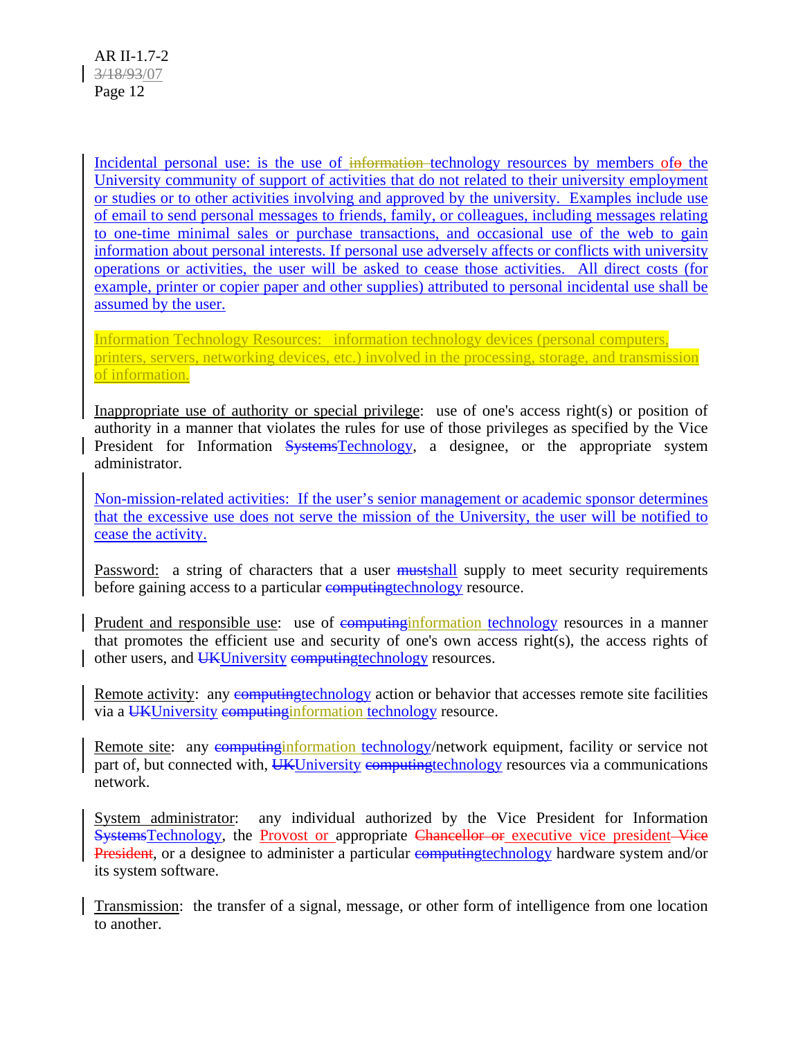Incidental personal use: is the use of ~~information~~ technology resources by members of~~o~~ the University community of support of activities that do not related to their university employment or studies or to other activities involving and approved by the university. Examples include use of email to send personal messages to friends, family, or colleagues, including messages relating to one-time minimal sales or purchase transactions, and occasional use of the web to gain information about personal interests. If personal use adversely affects or conflicts with university operations or activities, the user will be asked to cease those activities. All direct costs (for example, printer or copier paper and other supplies) attributed to personal incidental use shall be assumed by the user.

Information Technology Resources: information technology devices (personal computers, printers, servers, networking devices, etc.) involved in the processing, storage, and transmission of information.

Inappropriate use of authority or special privilege: use of one's access right(s) or position of authority in a manner that violates the rules for use of those privileges as specified by the Vice President for Information ~~Systems~~Technology, a designee, or the appropriate system administrator.

Non-mission-related activities: If the user's senior management or academic sponsor determines that the excessive use does not serve the mission of the University, the user will be notified to cease the activity.

Password: a string of characters that a user ~~must~~shall supply to meet security requirements before gaining access to a particular ~~computing~~technology resource.

Prudent and responsible use: use of ~~computing~~information technology resources in a manner that promotes the efficient use and security of one's own access right(s), the access rights of other users, and ~~UK~~University ~~computing~~technology resources.

Remote activity: any ~~computing~~technology action or behavior that accesses remote site facilities via a ~~UK~~University ~~computing~~information technology resource.

Remote site: any ~~computing~~information technology/network equipment, facility or service not part of, but connected with, ~~UK~~University ~~computing~~technology resources via a communications network.

System administrator: any individual authorized by the Vice President for Information ~~Systems~~Technology, the Provost or appropriate ~~Chancellor or~~ executive vice president ~~Vice President~~, or a designee to administer a particular ~~computing~~technology hardware system and/or its system software.

Transmission: the transfer of a signal, message, or other form of intelligence from one location to another.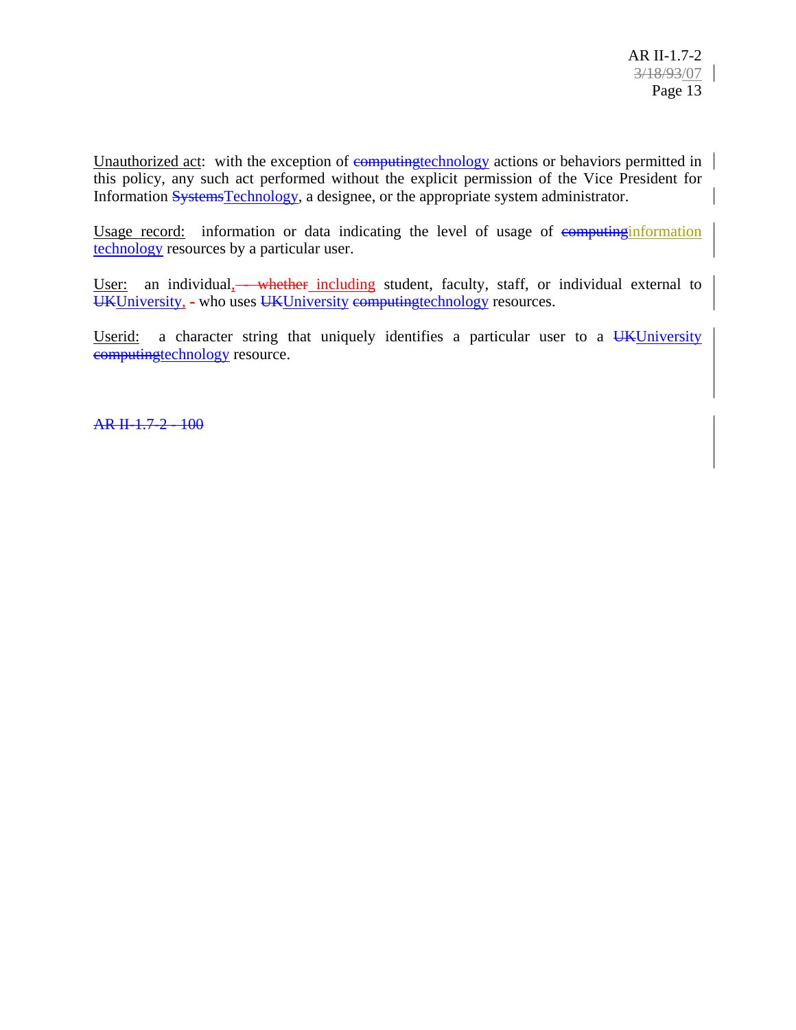Unauthorized act: with the exception of ~~computing~~technology actions or behaviors permitted in this policy, any such act performed without the explicit permission of the Vice President for Information ~~Systems~~Technology, a designee, or the appropriate system administrator.

Usage record: information or data indicating the level of usage of ~~computing~~information technology resources by a particular user.

User: an individual, ~~- whether~~ including student, faculty, staff, or individual external to ~~UK~~University, - who uses ~~UK~~University ~~computing~~technology resources.

Userid: a character string that uniquely identifies a particular user to a ~~UK~~University ~~computing~~technology resource.

~~AR II-1.7-2 - 100~~